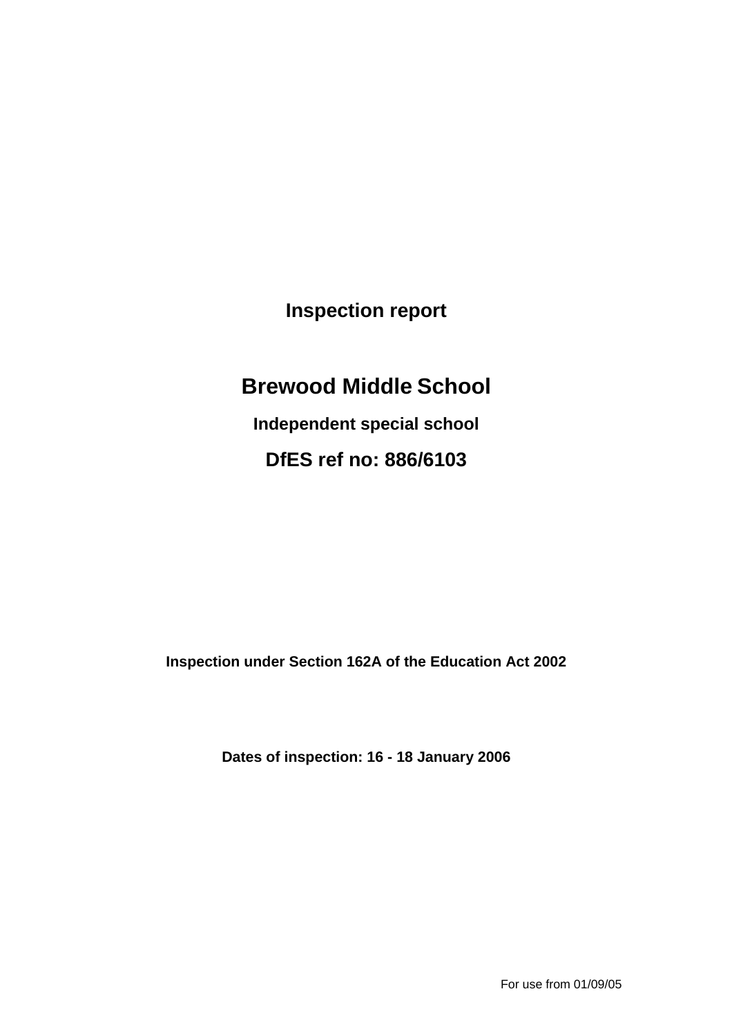# Inspection report

# Brewood Middle School

**Independent special school**

## DfES ref no: 886/6103

**Inspection under Section 162A of the Education Act 2002**

**Dates of inspection: 16 - 18 January 2006**

For use from 01/09/05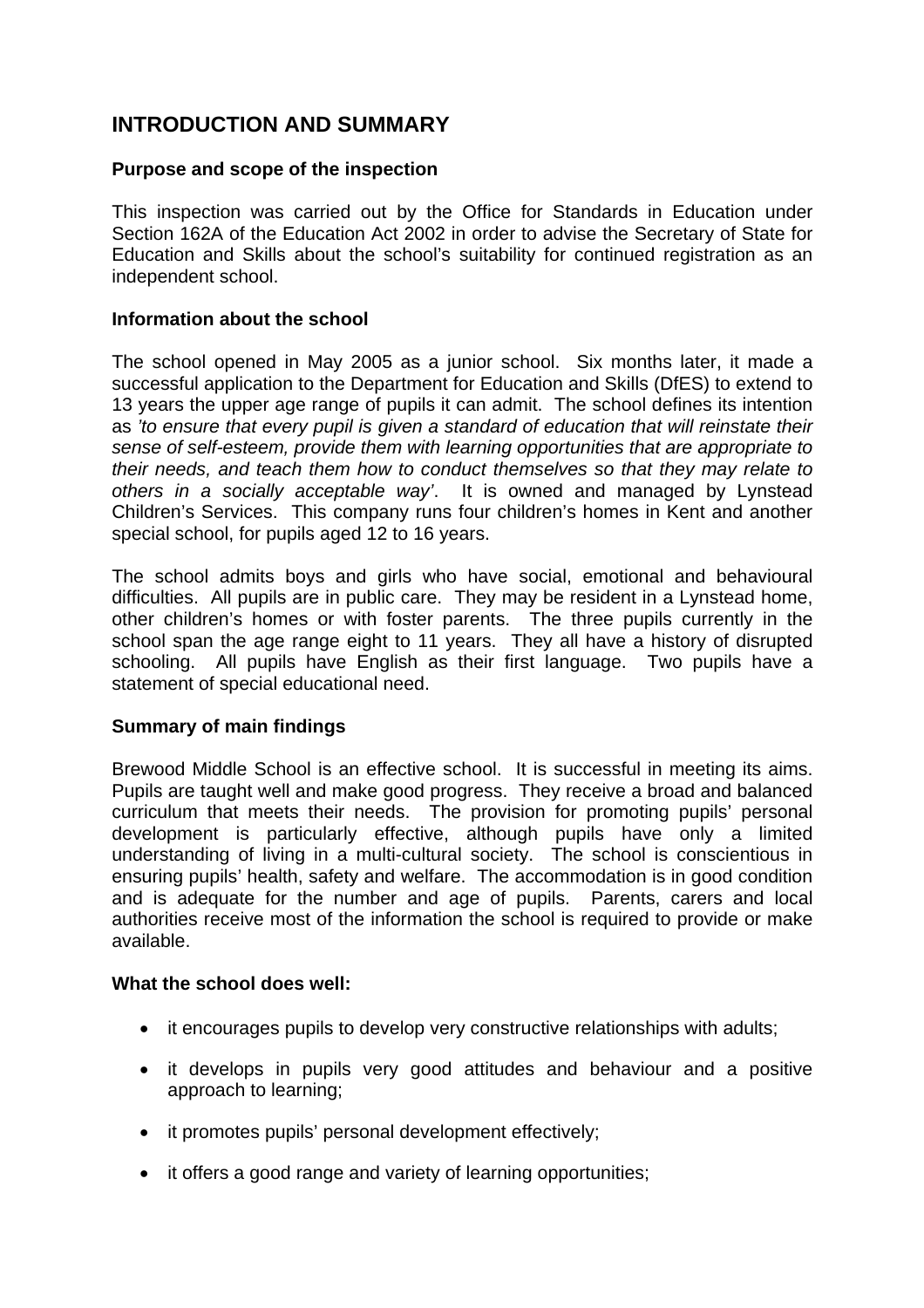## INTRODUCTION AND SUMMARY

### Purpose and scope of the inspection

This inspection was carried out by the Office for Standards in Education under Section 162A of the Education Act 2002 in order to advise the Secretary of State for Education and Skills about the school's suitability for continued registration as an independent school.

### Information about the school

The school opened in May 2005 as a junior school. Six months later, it made a successful application to the Department for Education and Skills (DfES) to extend to 13 years the upper age range of pupils it can admit. The school defines its intention as *'to ensure that every pupil is given a standard of education that will reinstate their sense of self-esteem, provide them with learning opportunities that are appropriate to their needs, and teach them how to conduct themselves so that they may relate to others in a socially acceptable way'*. It is owned and managed by Lynstead Children's Services. This company runs four children's homes in Kent and another special school, for pupils aged 12 to 16 years.

The school admits boys and girls who have social, emotional and behavioural difficulties. All pupils are in public care. They may be resident in a Lynstead home, other children's homes or with foster parents. The three pupils currently in the school span the age range eight to 11 years. They all have a history of disrupted schooling. All pupils have English as their first language. Two pupils have a statement of special educational need.

### Summary of main findings

Brewood Middle School is an effective school. It is successful in meeting its aims. Pupils are taught well and make good progress. They receive a broad and balanced curriculum that meets their needs. The provision for promoting pupils' personal development is particularly effective, although pupils have only a limited understanding of living in a multi-cultural society. The school is conscientious in ensuring pupils' health, safety and welfare. The accommodation is in good condition and is adequate for the number and age of pupils. Parents, carers and local authorities receive most of the information the school is required to provide or make available.

### What the school does well:

- it encourages pupils to develop very constructive relationships with adults;
- it develops in pupils very good attitudes and behaviour and a positive approach to learning;
- it promotes pupils' personal development effectively;
- it offers a good range and variety of learning opportunities;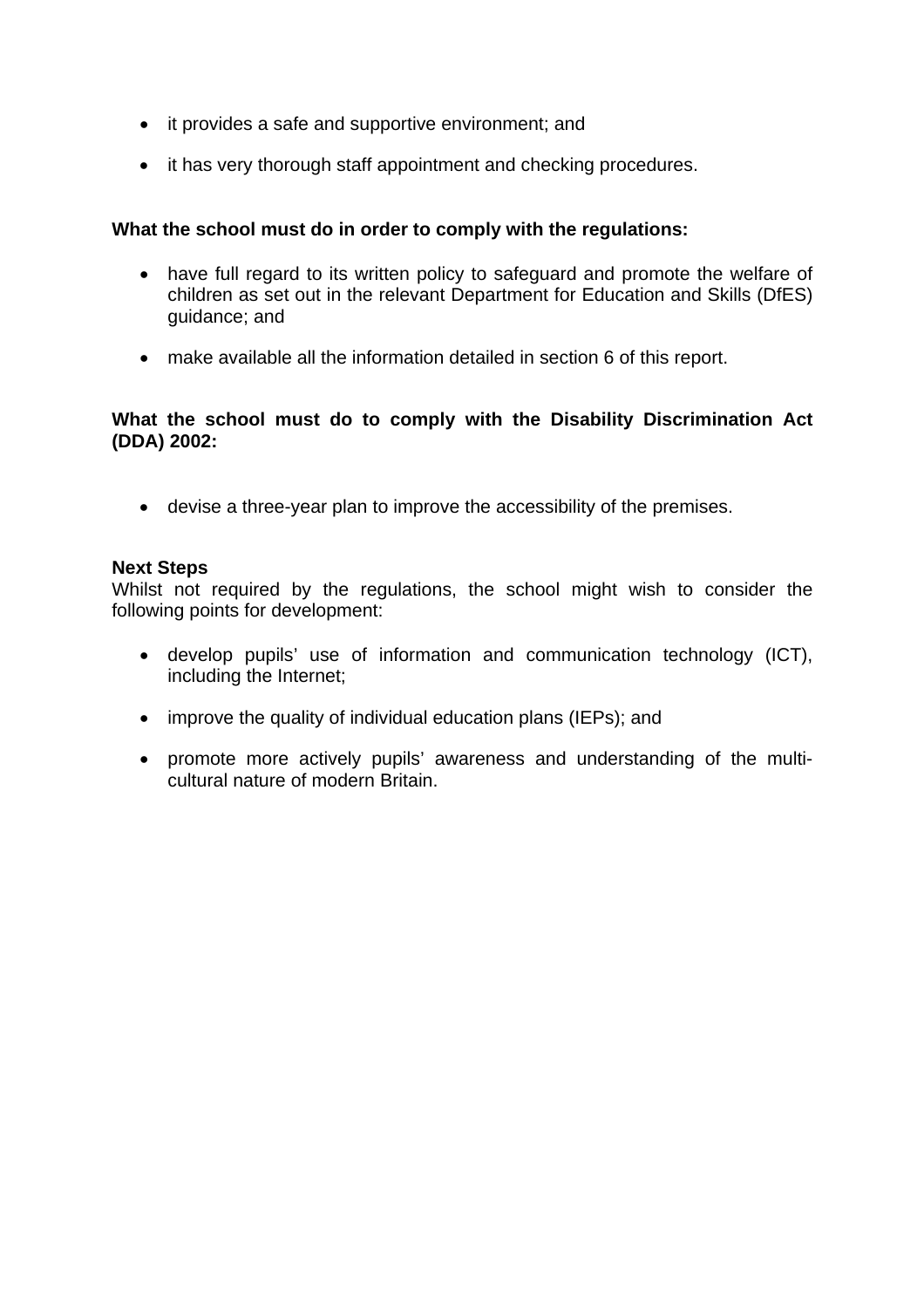- it provides a safe and supportive environment; and
- it has very thorough staff appointment and checking procedures.

**What the school must do in order to comply with the regulations:**

- have full regard to its written policy to safeguard and promote the welfare of children as set out in the relevant Department for Education and Skills (DfES) guidance; and
- make available all the information detailed in section 6 of this report.

**What the school must do to comply with the Disability Discrimination Act (DDA) 2002:**

- devise a three-year plan to improve the accessibility of the premises.

**Next Steps**

Whilst not required by the regulations, the school might wish to consider the following points for development:

- develop pupils' use of information and communication technology (ICT), including the Internet;
- improve the quality of individual education plans (IEPs); and
- promote more actively pupils' awareness and understanding of the multi-cultural nature of modern Britain.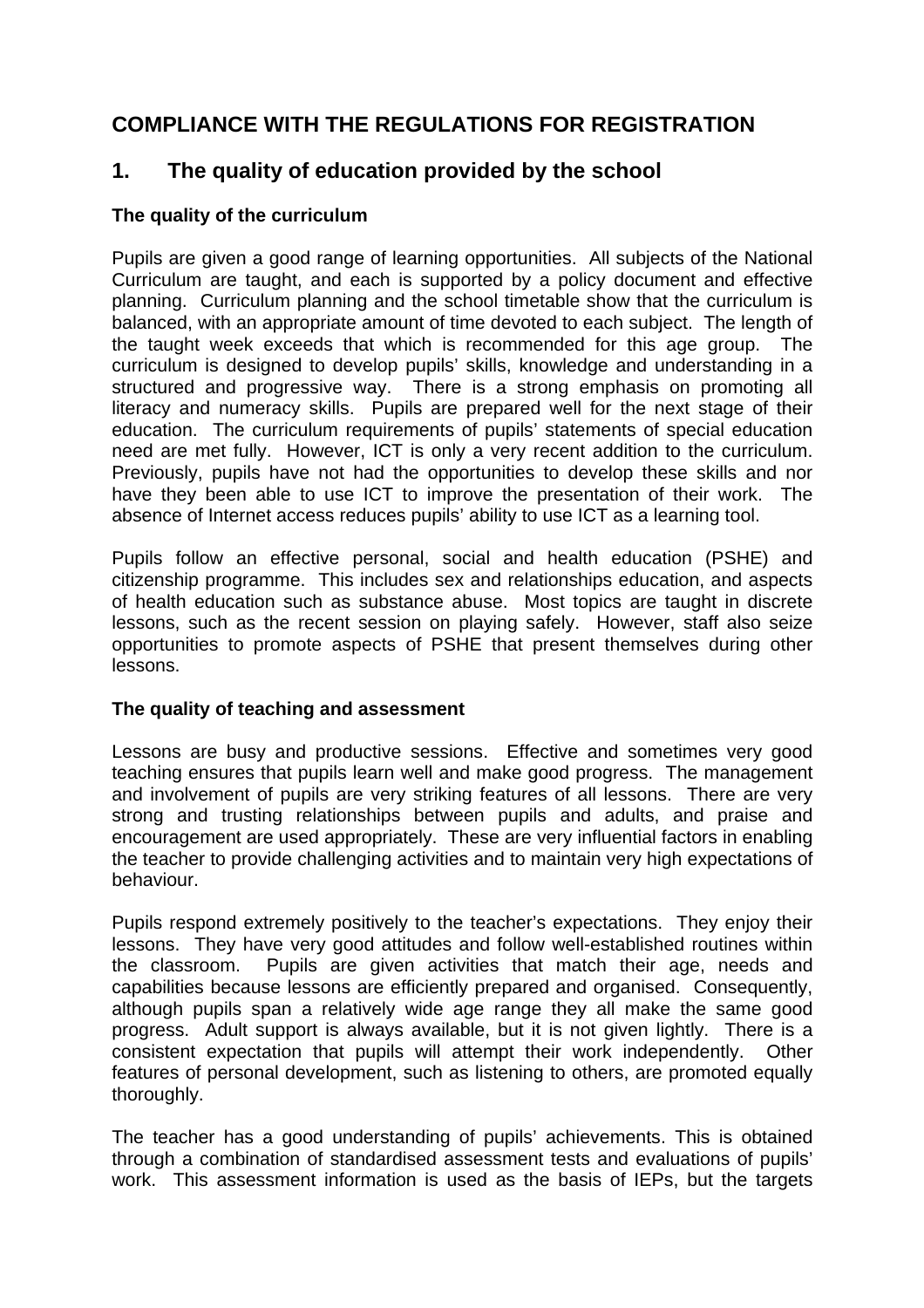# COMPLIANCE WITH THE REGULATIONS FOR REGISTRATION

## 1. The quality of education provided by the school

### The quality of the curriculum

Pupils are given a good range of learning opportunities. All subjects of the National Curriculum are taught, and each is supported by a policy document and effective planning. Curriculum planning and the school timetable show that the curriculum is balanced, with an appropriate amount of time devoted to each subject. The length of the taught week exceeds that which is recommended for this age group. The curriculum is designed to develop pupils' skills, knowledge and understanding in a structured and progressive way. There is a strong emphasis on promoting all literacy and numeracy skills. Pupils are prepared well for the next stage of their education. The curriculum requirements of pupils' statements of special education need are met fully. However, ICT is only a very recent addition to the curriculum. Previously, pupils have not had the opportunities to develop these skills and nor have they been able to use ICT to improve the presentation of their work. The absence of Internet access reduces pupils' ability to use ICT as a learning tool.

Pupils follow an effective personal, social and health education (PSHE) and citizenship programme. This includes sex and relationships education, and aspects of health education such as substance abuse. Most topics are taught in discrete lessons, such as the recent session on playing safely. However, staff also seize opportunities to promote aspects of PSHE that present themselves during other lessons.

### The quality of teaching and assessment

Lessons are busy and productive sessions. Effective and sometimes very good teaching ensures that pupils learn well and make good progress. The management and involvement of pupils are very striking features of all lessons. There are very strong and trusting relationships between pupils and adults, and praise and encouragement are used appropriately. These are very influential factors in enabling the teacher to provide challenging activities and to maintain very high expectations of behaviour.

Pupils respond extremely positively to the teacher's expectations. They enjoy their lessons. They have very good attitudes and follow well-established routines within the classroom. Pupils are given activities that match their age, needs and capabilities because lessons are efficiently prepared and organised. Consequently, although pupils span a relatively wide age range they all make the same good progress. Adult support is always available, but it is not given lightly. There is a consistent expectation that pupils will attempt their work independently. Other features of personal development, such as listening to others, are promoted equally thoroughly.

The teacher has a good understanding of pupils' achievements. This is obtained through a combination of standardised assessment tests and evaluations of pupils' work. This assessment information is used as the basis of IEPs, but the targets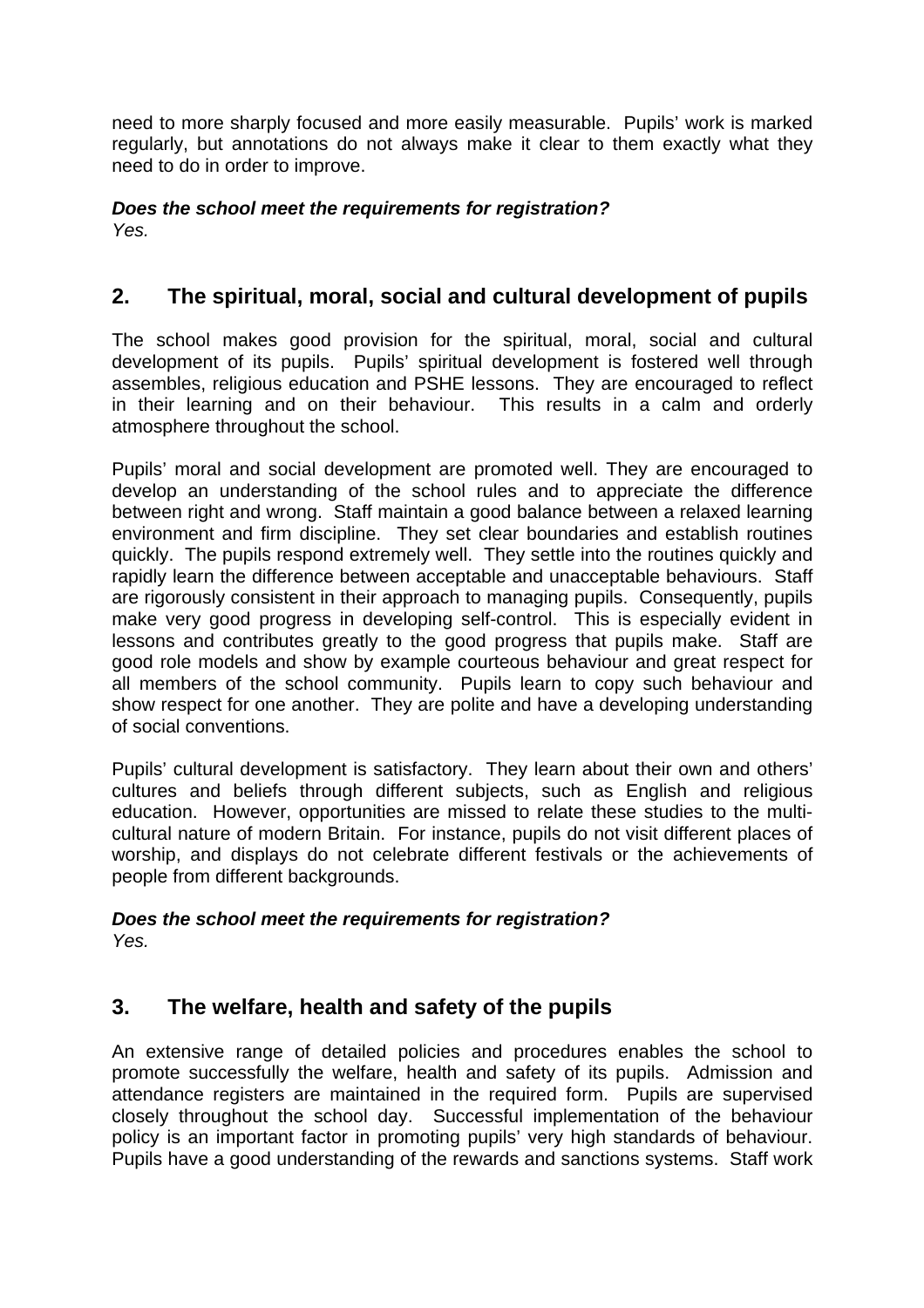need to more sharply focused and more easily measurable. Pupils' work is marked regularly, but annotations do not always make it clear to them exactly what they need to do in order to improve.

***Does the school meet the requirements for registration?***
*Yes.*

## 2. The spiritual, moral, social and cultural development of pupils

The school makes good provision for the spiritual, moral, social and cultural development of its pupils. Pupils' spiritual development is fostered well through assembles, religious education and PSHE lessons. They are encouraged to reflect in their learning and on their behaviour. This results in a calm and orderly atmosphere throughout the school.

Pupils' moral and social development are promoted well. They are encouraged to develop an understanding of the school rules and to appreciate the difference between right and wrong. Staff maintain a good balance between a relaxed learning environment and firm discipline. They set clear boundaries and establish routines quickly. The pupils respond extremely well. They settle into the routines quickly and rapidly learn the difference between acceptable and unacceptable behaviours. Staff are rigorously consistent in their approach to managing pupils. Consequently, pupils make very good progress in developing self-control. This is especially evident in lessons and contributes greatly to the good progress that pupils make. Staff are good role models and show by example courteous behaviour and great respect for all members of the school community. Pupils learn to copy such behaviour and show respect for one another. They are polite and have a developing understanding of social conventions.

Pupils' cultural development is satisfactory. They learn about their own and others' cultures and beliefs through different subjects, such as English and religious education. However, opportunities are missed to relate these studies to the multi-cultural nature of modern Britain. For instance, pupils do not visit different places of worship, and displays do not celebrate different festivals or the achievements of people from different backgrounds.

***Does the school meet the requirements for registration?***
*Yes.*

## 3. The welfare, health and safety of the pupils

An extensive range of detailed policies and procedures enables the school to promote successfully the welfare, health and safety of its pupils. Admission and attendance registers are maintained in the required form. Pupils are supervised closely throughout the school day. Successful implementation of the behaviour policy is an important factor in promoting pupils' very high standards of behaviour. Pupils have a good understanding of the rewards and sanctions systems. Staff work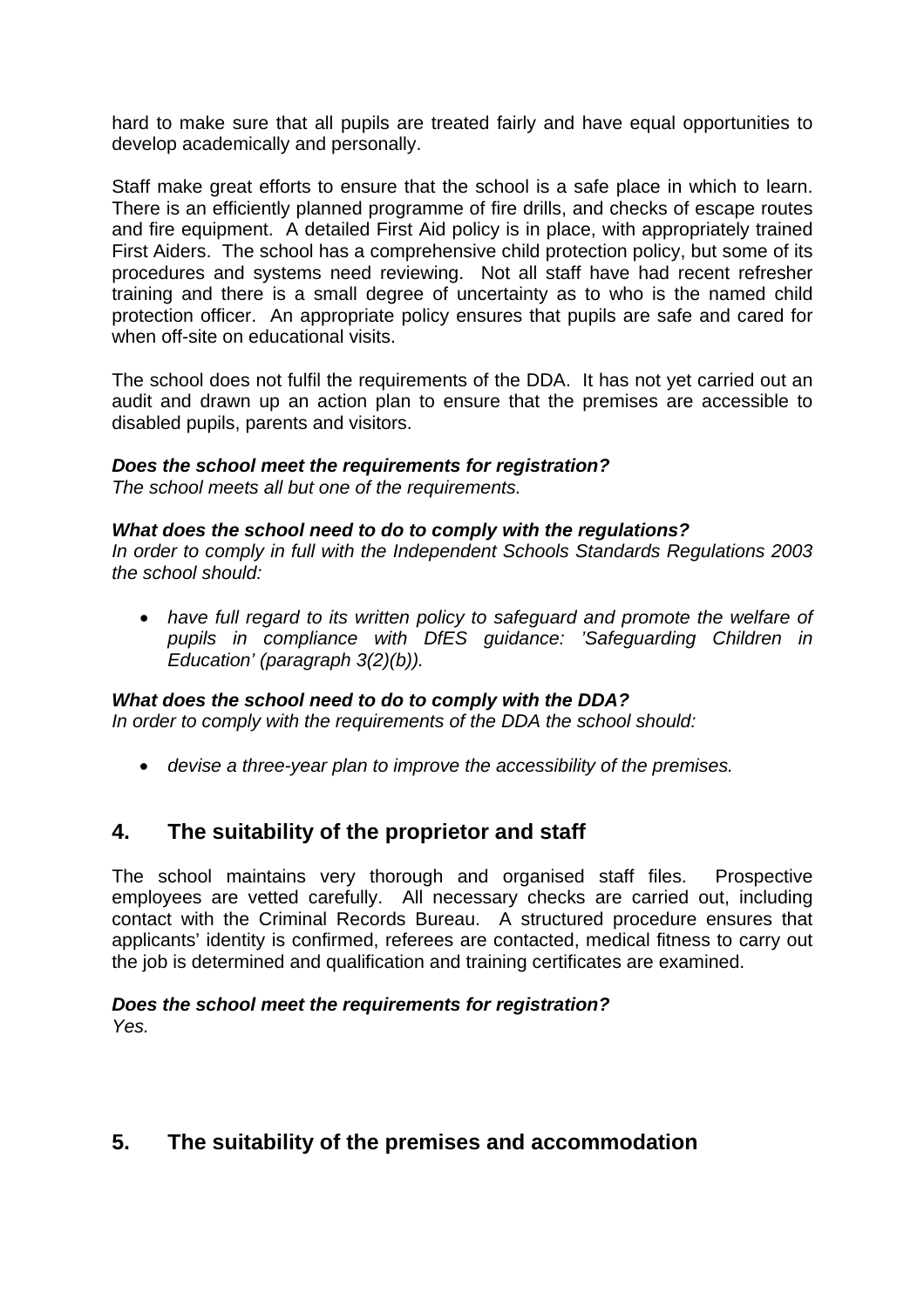hard to make sure that all pupils are treated fairly and have equal opportunities to develop academically and personally.

Staff make great efforts to ensure that the school is a safe place in which to learn. There is an efficiently planned programme of fire drills, and checks of escape routes and fire equipment. A detailed First Aid policy is in place, with appropriately trained First Aiders. The school has a comprehensive child protection policy, but some of its procedures and systems need reviewing. Not all staff have had recent refresher training and there is a small degree of uncertainty as to who is the named child protection officer. An appropriate policy ensures that pupils are safe and cared for when off-site on educational visits.

The school does not fulfil the requirements of the DDA. It has not yet carried out an audit and drawn up an action plan to ensure that the premises are accessible to disabled pupils, parents and visitors.

***Does the school meet the requirements for registration?***
*The school meets all but one of the requirements.*

***What does the school need to do to comply with the regulations?***
*In order to comply in full with the Independent Schools Standards Regulations 2003 the school should:*

- *have full regard to its written policy to safeguard and promote the welfare of pupils in compliance with DfES guidance: 'Safeguarding Children in Education' (paragraph 3(2)(b)).*

***What does the school need to do to comply with the DDA?***
*In order to comply with the requirements of the DDA the school should:*

- *devise a three-year plan to improve the accessibility of the premises.*

## 4. The suitability of the proprietor and staff

The school maintains very thorough and organised staff files. Prospective employees are vetted carefully. All necessary checks are carried out, including contact with the Criminal Records Bureau. A structured procedure ensures that applicants' identity is confirmed, referees are contacted, medical fitness to carry out the job is determined and qualification and training certificates are examined.

***Does the school meet the requirements for registration?***
*Yes.*

## 5. The suitability of the premises and accommodation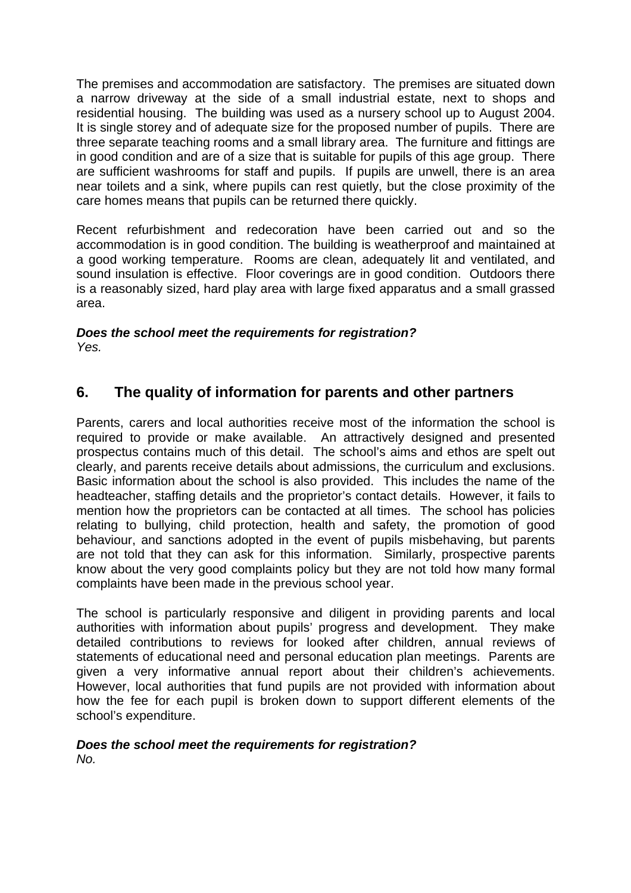The premises and accommodation are satisfactory. The premises are situated down a narrow driveway at the side of a small industrial estate, next to shops and residential housing. The building was used as a nursery school up to August 2004. It is single storey and of adequate size for the proposed number of pupils. There are three separate teaching rooms and a small library area. The furniture and fittings are in good condition and are of a size that is suitable for pupils of this age group. There are sufficient washrooms for staff and pupils. If pupils are unwell, there is an area near toilets and a sink, where pupils can rest quietly, but the close proximity of the care homes means that pupils can be returned there quickly.

Recent refurbishment and redecoration have been carried out and so the accommodation is in good condition. The building is weatherproof and maintained at a good working temperature. Rooms are clean, adequately lit and ventilated, and sound insulation is effective. Floor coverings are in good condition. Outdoors there is a reasonably sized, hard play area with large fixed apparatus and a small grassed area.

***Does the school meet the requirements for registration?***
*Yes.*

## 6. The quality of information for parents and other partners

Parents, carers and local authorities receive most of the information the school is required to provide or make available. An attractively designed and presented prospectus contains much of this detail. The school's aims and ethos are spelt out clearly, and parents receive details about admissions, the curriculum and exclusions. Basic information about the school is also provided. This includes the name of the headteacher, staffing details and the proprietor's contact details. However, it fails to mention how the proprietors can be contacted at all times. The school has policies relating to bullying, child protection, health and safety, the promotion of good behaviour, and sanctions adopted in the event of pupils misbehaving, but parents are not told that they can ask for this information. Similarly, prospective parents know about the very good complaints policy but they are not told how many formal complaints have been made in the previous school year.

The school is particularly responsive and diligent in providing parents and local authorities with information about pupils' progress and development. They make detailed contributions to reviews for looked after children, annual reviews of statements of educational need and personal education plan meetings. Parents are given a very informative annual report about their children's achievements. However, local authorities that fund pupils are not provided with information about how the fee for each pupil is broken down to support different elements of the school's expenditure.

***Does the school meet the requirements for registration?***
*No.*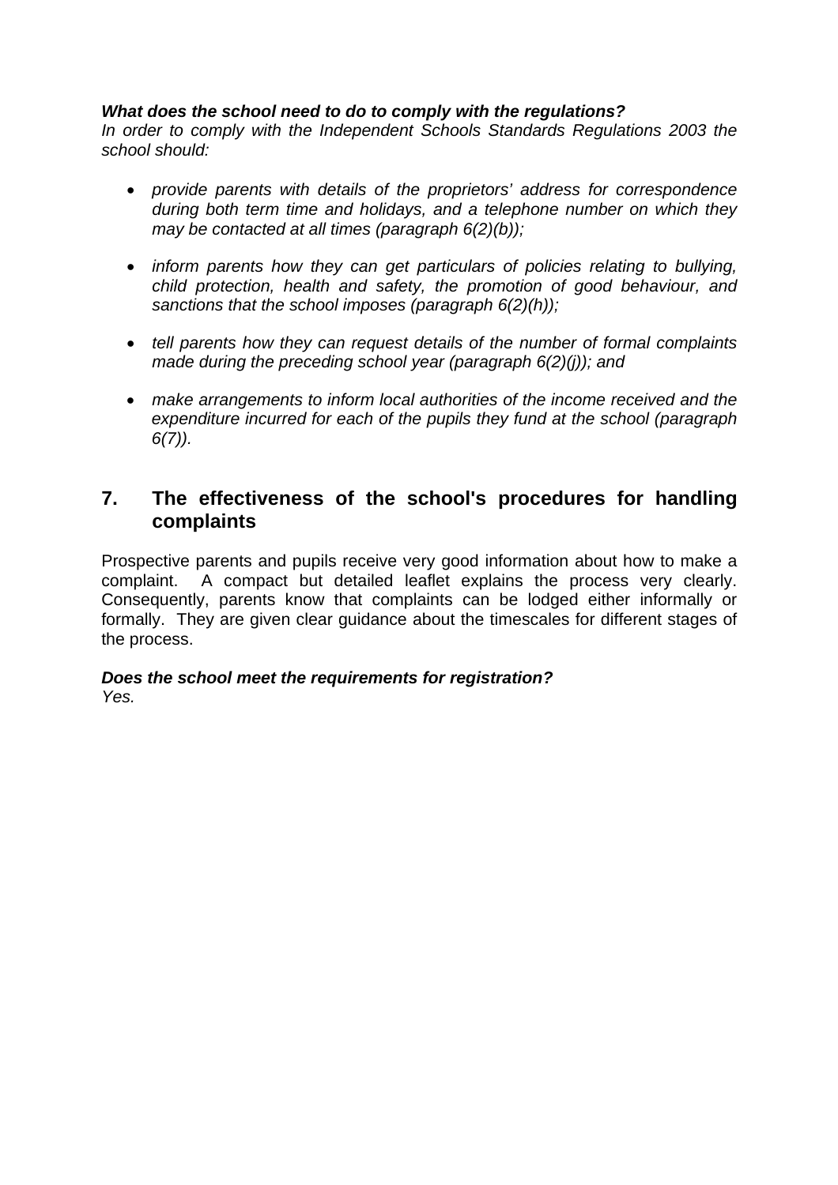***What does the school need to do to comply with the regulations?***

*In order to comply with the Independent Schools Standards Regulations 2003 the school should:*

- *provide parents with details of the proprietors' address for correspondence during both term time and holidays, and a telephone number on which they may be contacted at all times (paragraph 6(2)(b));*
- *inform parents how they can get particulars of policies relating to bullying, child protection, health and safety, the promotion of good behaviour, and sanctions that the school imposes (paragraph 6(2)(h));*
- *tell parents how they can request details of the number of formal complaints made during the preceding school year (paragraph 6(2)(j)); and*
- *make arrangements to inform local authorities of the income received and the expenditure incurred for each of the pupils they fund at the school (paragraph 6(7)).*

## 7. The effectiveness of the school's procedures for handling complaints

Prospective parents and pupils receive very good information about how to make a complaint. A compact but detailed leaflet explains the process very clearly. Consequently, parents know that complaints can be lodged either informally or formally. They are given clear guidance about the timescales for different stages of the process.

***Does the school meet the requirements for registration?***

*Yes.*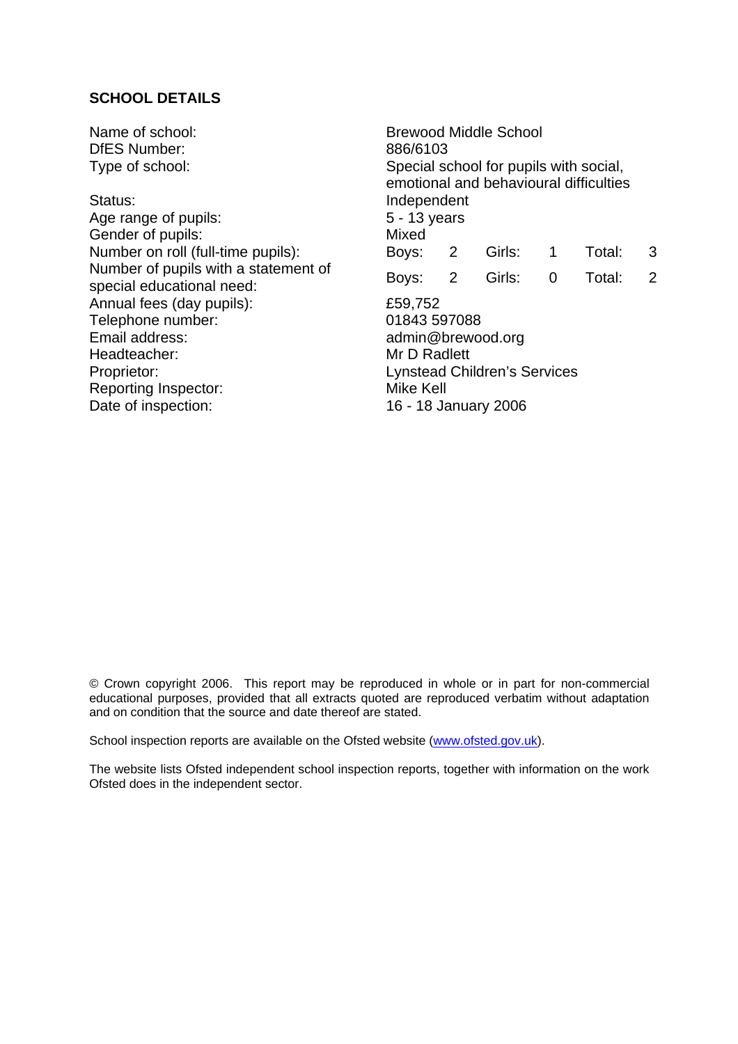## SCHOOL DETAILS

| | |
|---|---|
| Name of school: | Brewood Middle School |
| DfES Number: | 886/6103 |
| Type of school: | Special school for pupils with social, emotional and behavioural difficulties |
| Status: | Independent |
| Age range of pupils: | 5 - 13 years |
| Gender of pupils: | Mixed |
| Number on roll (full-time pupils): | Boys: 2 Girls: 1 Total: 3 |
| Number of pupils with a statement of special educational need: | Boys: 2 Girls: 0 Total: 2 |
| Annual fees (day pupils): | £59,752 |
| Telephone number: | 01843 597088 |
| Email address: | admin@brewood.org |
| Headteacher: | Mr D Radlett |
| Proprietor: | Lynstead Children's Services |
| Reporting Inspector: | Mike Kell |
| Date of inspection: | 16 - 18 January 2006 |

© Crown copyright 2006. This report may be reproduced in whole or in part for non-commercial educational purposes, provided that all extracts quoted are reproduced verbatim without adaptation and on condition that the source and date thereof are stated.

School inspection reports are available on the Ofsted website (www.ofsted.gov.uk).

The website lists Ofsted independent school inspection reports, together with information on the work Ofsted does in the independent sector.